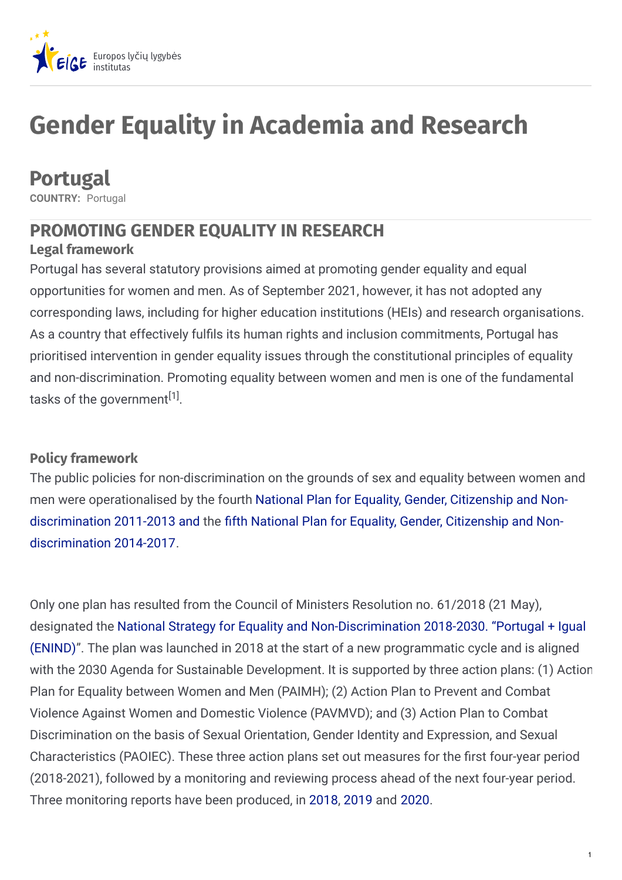Europos lyčių lygybės institutas

# Gender Equality in Academia and Research

## Portugal

**COUNTRY:** Portugal

## PROMOTING GENDER EQUALITY IN RESEARCH

### Legal framework

Portugal has several statutory provisions aimed at promoting gender equality and equal opportunities for women and men. As of September 2021, however, it has not adopted any corresponding laws, including for higher education institutions (HEIs) and research organisations. As a country that effectively fulfils its human rights and inclusion commitments, Portugal has prioritised intervention in gender equality issues through the constitutional principles of equality and non-discrimination. Promoting equality between women and men is one of the fundamental tasks of the government[1].

### Policy framework

The public policies for non-discrimination on the grounds of sex and equality between women and men were operationalised by the fourth National Plan for Equality, Gender, Citizenship and Non-discrimination 2011-2013 and the fifth National Plan for Equality, Gender, Citizenship and Non-discrimination 2014-2017.

Only one plan has resulted from the Council of Ministers Resolution no. 61/2018 (21 May), designated the National Strategy for Equality and Non-Discrimination 2018-2030. "Portugal + Igual (ENIND)". The plan was launched in 2018 at the start of a new programmatic cycle and is aligned with the 2030 Agenda for Sustainable Development. It is supported by three action plans: (1) Action Plan for Equality between Women and Men (PAIMH); (2) Action Plan to Prevent and Combat Violence Against Women and Domestic Violence (PAVMVD); and (3) Action Plan to Combat Discrimination on the basis of Sexual Orientation, Gender Identity and Expression, and Sexual Characteristics (PAOIEC). These three action plans set out measures for the first four-year period (2018-2021), followed by a monitoring and reviewing process ahead of the next four-year period. Three monitoring reports have been produced, in 2018, 2019 and 2020.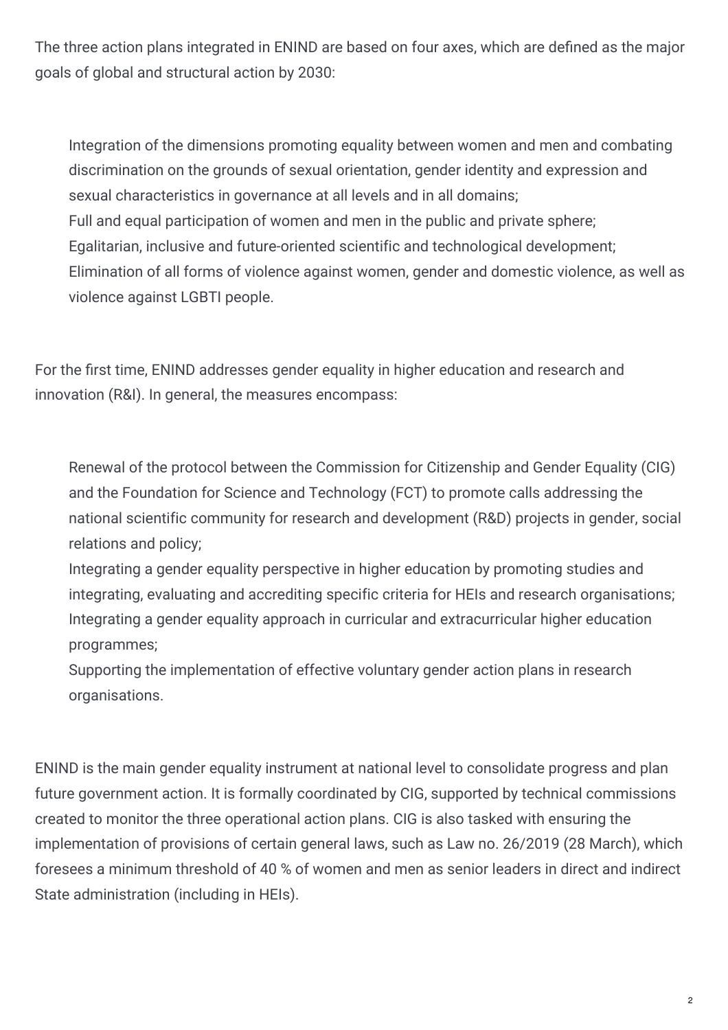The three action plans integrated in ENIND are based on four axes, which are defined as the major goals of global and structural action by 2030:

- Integration of the dimensions promoting equality between women and men and combating discrimination on the grounds of sexual orientation, gender identity and expression and sexual characteristics in governance at all levels and in all domains;
- Full and equal participation of women and men in the public and private sphere;
- Egalitarian, inclusive and future-oriented scientific and technological development;
- Elimination of all forms of violence against women, gender and domestic violence, as well as violence against LGBTI people.

For the first time, ENIND addresses gender equality in higher education and research and innovation (R&I). In general, the measures encompass:

- Renewal of the protocol between the Commission for Citizenship and Gender Equality (CIG) and the Foundation for Science and Technology (FCT) to promote calls addressing the national scientific community for research and development (R&D) projects in gender, social relations and policy;
- Integrating a gender equality perspective in higher education by promoting studies and integrating, evaluating and accrediting specific criteria for HEIs and research organisations;
- Integrating a gender equality approach in curricular and extracurricular higher education programmes;
- Supporting the implementation of effective voluntary gender action plans in research organisations.

ENIND is the main gender equality instrument at national level to consolidate progress and plan future government action. It is formally coordinated by CIG, supported by technical commissions created to monitor the three operational action plans. CIG is also tasked with ensuring the implementation of provisions of certain general laws, such as Law no. 26/2019 (28 March), which foresees a minimum threshold of 40 % of women and men as senior leaders in direct and indirect State administration (including in HEIs).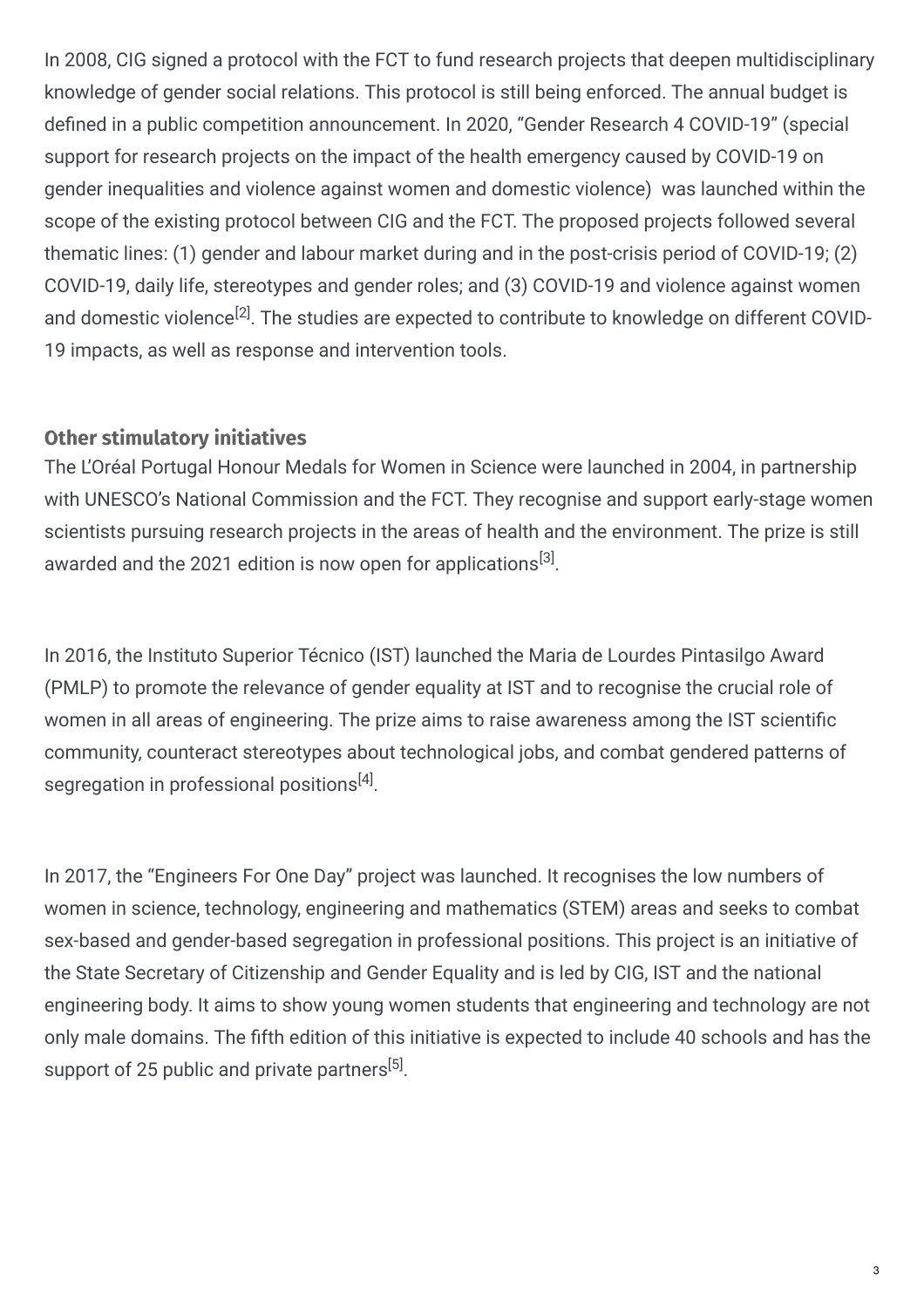In 2008, CIG signed a protocol with the FCT to fund research projects that deepen multidisciplinary knowledge of gender social relations. This protocol is still being enforced. The annual budget is defined in a public competition announcement. In 2020, “Gender Research 4 COVID-19” (special support for research projects on the impact of the health emergency caused by COVID-19 on gender inequalities and violence against women and domestic violence) was launched within the scope of the existing protocol between CIG and the FCT. The proposed projects followed several thematic lines: (1) gender and labour market during and in the post-crisis period of COVID-19; (2) COVID-19, daily life, stereotypes and gender roles; and (3) COVID-19 and violence against women and domestic violence[2]. The studies are expected to contribute to knowledge on different COVID-19 impacts, as well as response and intervention tools.

### Other stimulatory initiatives

The L’Oréal Portugal Honour Medals for Women in Science were launched in 2004, in partnership with UNESCO’s National Commission and the FCT. They recognise and support early-stage women scientists pursuing research projects in the areas of health and the environment. The prize is still awarded and the 2021 edition is now open for applications[3].

In 2016, the Instituto Superior Técnico (IST) launched the Maria de Lourdes Pintasilgo Award (PMLP) to promote the relevance of gender equality at IST and to recognise the crucial role of women in all areas of engineering. The prize aims to raise awareness among the IST scientific community, counteract stereotypes about technological jobs, and combat gendered patterns of segregation in professional positions[4].

In 2017, the “Engineers For One Day” project was launched. It recognises the low numbers of women in science, technology, engineering and mathematics (STEM) areas and seeks to combat sex-based and gender-based segregation in professional positions. This project is an initiative of the State Secretary of Citizenship and Gender Equality and is led by CIG, IST and the national engineering body. It aims to show young women students that engineering and technology are not only male domains. The fifth edition of this initiative is expected to include 40 schools and has the support of 25 public and private partners[5].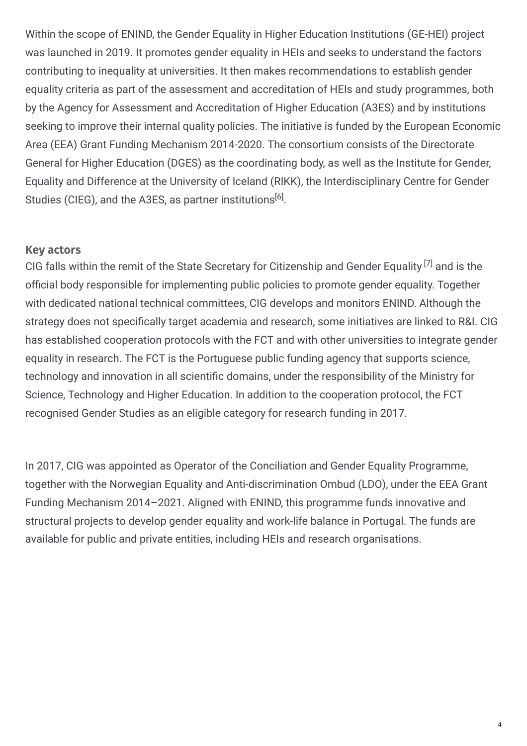Within the scope of ENIND, the Gender Equality in Higher Education Institutions (GE-HEI) project was launched in 2019. It promotes gender equality in HEIs and seeks to understand the factors contributing to inequality at universities. It then makes recommendations to establish gender equality criteria as part of the assessment and accreditation of HEIs and study programmes, both by the Agency for Assessment and Accreditation of Higher Education (A3ES) and by institutions seeking to improve their internal quality policies. The initiative is funded by the European Economic Area (EEA) Grant Funding Mechanism 2014-2020. The consortium consists of the Directorate General for Higher Education (DGES) as the coordinating body, as well as the Institute for Gender, Equality and Difference at the University of Iceland (RIKK), the Interdisciplinary Centre for Gender Studies (CIEG), and the A3ES, as partner institutions[6].

## Key actors

CIG falls within the remit of the State Secretary for Citizenship and Gender Equality [7] and is the official body responsible for implementing public policies to promote gender equality. Together with dedicated national technical committees, CIG develops and monitors ENIND. Although the strategy does not specifically target academia and research, some initiatives are linked to R&I. CIG has established cooperation protocols with the FCT and with other universities to integrate gender equality in research. The FCT is the Portuguese public funding agency that supports science, technology and innovation in all scientific domains, under the responsibility of the Ministry for Science, Technology and Higher Education. In addition to the cooperation protocol, the FCT recognised Gender Studies as an eligible category for research funding in 2017.

In 2017, CIG was appointed as Operator of the Conciliation and Gender Equality Programme, together with the Norwegian Equality and Anti-discrimination Ombud (LDO), under the EEA Grant Funding Mechanism 2014–2021. Aligned with ENIND, this programme funds innovative and structural projects to develop gender equality and work-life balance in Portugal. The funds are available for public and private entities, including HEIs and research organisations.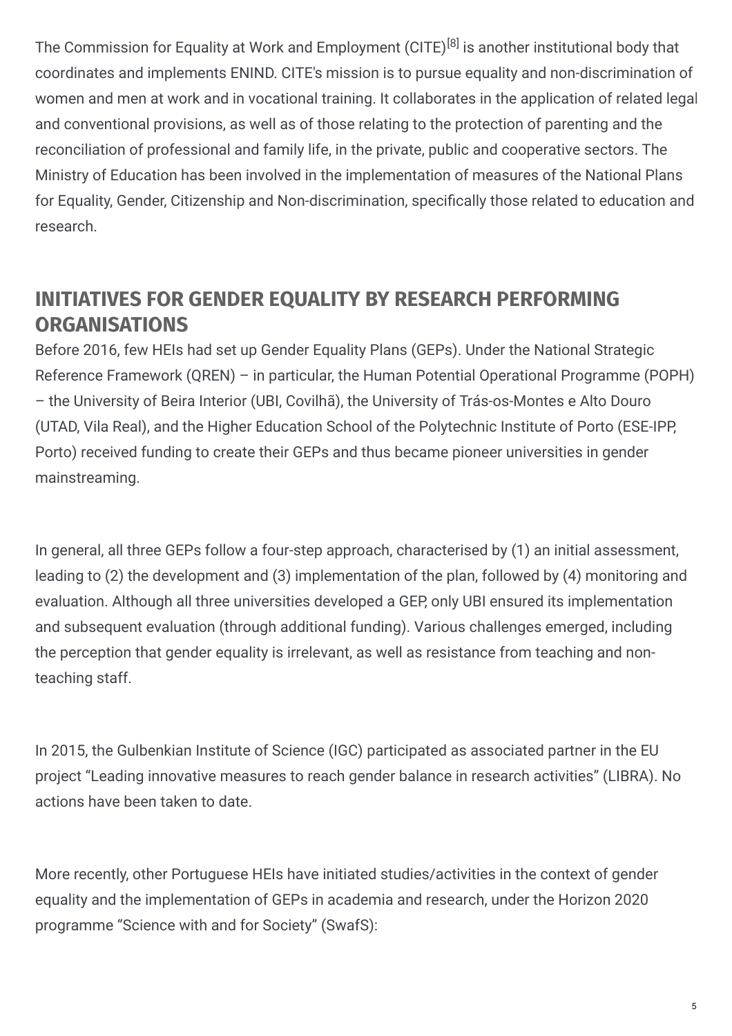The Commission for Equality at Work and Employment (CITE)[8] is another institutional body that coordinates and implements ENIND. CITE's mission is to pursue equality and non-discrimination of women and men at work and in vocational training. It collaborates in the application of related legal and conventional provisions, as well as of those relating to the protection of parenting and the reconciliation of professional and family life, in the private, public and cooperative sectors. The Ministry of Education has been involved in the implementation of measures of the National Plans for Equality, Gender, Citizenship and Non-discrimination, specifically those related to education and research.

## INITIATIVES FOR GENDER EQUALITY BY RESEARCH PERFORMING ORGANISATIONS

Before 2016, few HEIs had set up Gender Equality Plans (GEPs). Under the National Strategic Reference Framework (QREN) – in particular, the Human Potential Operational Programme (POPH) – the University of Beira Interior (UBI, Covilhã), the University of Trás-os-Montes e Alto Douro (UTAD, Vila Real), and the Higher Education School of the Polytechnic Institute of Porto (ESE-IPP, Porto) received funding to create their GEPs and thus became pioneer universities in gender mainstreaming.

In general, all three GEPs follow a four-step approach, characterised by (1) an initial assessment, leading to (2) the development and (3) implementation of the plan, followed by (4) monitoring and evaluation. Although all three universities developed a GEP, only UBI ensured its implementation and subsequent evaluation (through additional funding). Various challenges emerged, including the perception that gender equality is irrelevant, as well as resistance from teaching and non-teaching staff.

In 2015, the Gulbenkian Institute of Science (IGC) participated as associated partner in the EU project "Leading innovative measures to reach gender balance in research activities" (LIBRA). No actions have been taken to date.

More recently, other Portuguese HEIs have initiated studies/activities in the context of gender equality and the implementation of GEPs in academia and research, under the Horizon 2020 programme "Science with and for Society" (SwafS):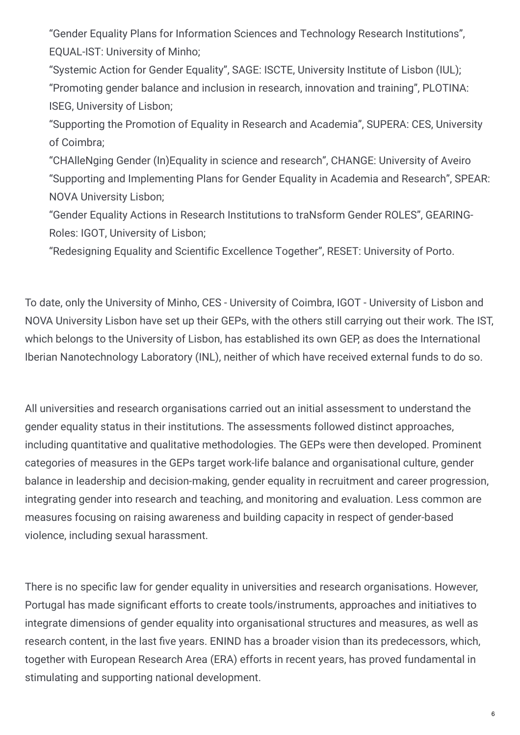"Gender Equality Plans for Information Sciences and Technology Research Institutions", EQUAL-IST: University of Minho;

"Systemic Action for Gender Equality", SAGE: ISCTE, University Institute of Lisbon (IUL);

"Promoting gender balance and inclusion in research, innovation and training", PLOTINA: ISEG, University of Lisbon;

"Supporting the Promotion of Equality in Research and Academia", SUPERA: CES, University of Coimbra;

"CHAlleNging Gender (In)Equality in science and research", CHANGE: University of Aveiro

"Supporting and Implementing Plans for Gender Equality in Academia and Research", SPEAR: NOVA University Lisbon;

"Gender Equality Actions in Research Institutions to traNsform Gender ROLES", GEARING-Roles: IGOT, University of Lisbon;

"Redesigning Equality and Scientific Excellence Together", RESET: University of Porto.

To date, only the University of Minho, CES - University of Coimbra, IGOT - University of Lisbon and NOVA University Lisbon have set up their GEPs, with the others still carrying out their work. The IST, which belongs to the University of Lisbon, has established its own GEP, as does the International Iberian Nanotechnology Laboratory (INL), neither of which have received external funds to do so.

All universities and research organisations carried out an initial assessment to understand the gender equality status in their institutions. The assessments followed distinct approaches, including quantitative and qualitative methodologies. The GEPs were then developed. Prominent categories of measures in the GEPs target work-life balance and organisational culture, gender balance in leadership and decision-making, gender equality in recruitment and career progression, integrating gender into research and teaching, and monitoring and evaluation. Less common are measures focusing on raising awareness and building capacity in respect of gender-based violence, including sexual harassment.

There is no specific law for gender equality in universities and research organisations. However, Portugal has made significant efforts to create tools/instruments, approaches and initiatives to integrate dimensions of gender equality into organisational structures and measures, as well as research content, in the last five years. ENIND has a broader vision than its predecessors, which, together with European Research Area (ERA) efforts in recent years, has proved fundamental in stimulating and supporting national development.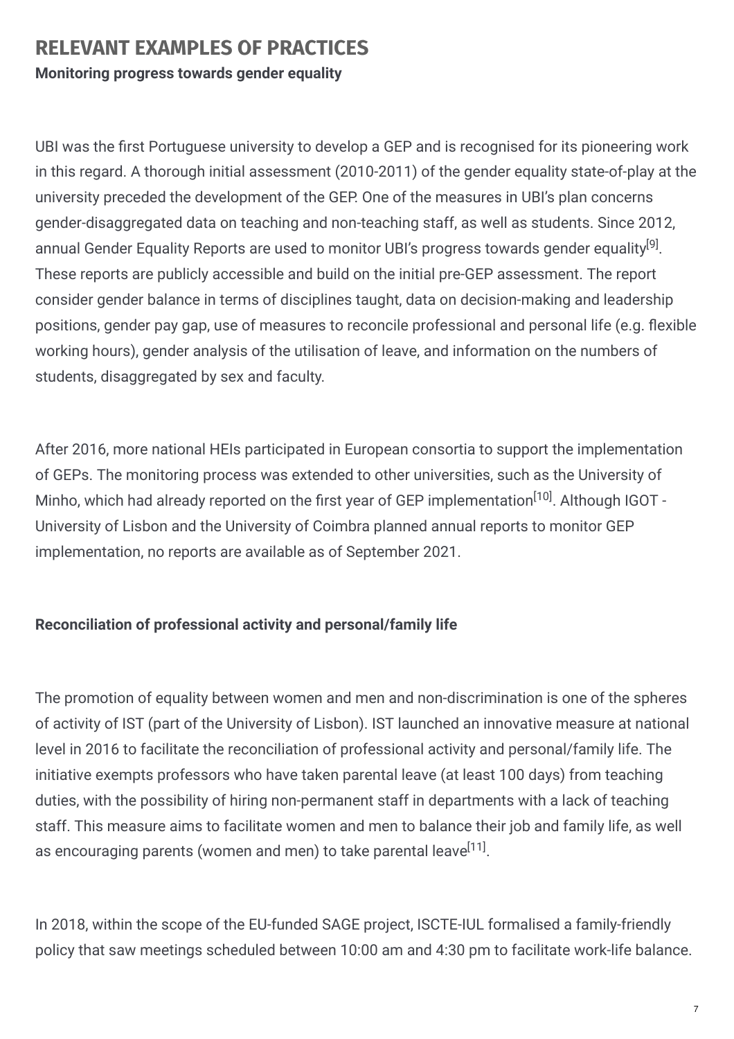## RELEVANT EXAMPLES OF PRACTICES

**Monitoring progress towards gender equality**

UBI was the first Portuguese university to develop a GEP and is recognised for its pioneering work in this regard. A thorough initial assessment (2010-2011) of the gender equality state-of-play at the university preceded the development of the GEP. One of the measures in UBI's plan concerns gender-disaggregated data on teaching and non-teaching staff, as well as students. Since 2012, annual Gender Equality Reports are used to monitor UBI's progress towards gender equality[9]. These reports are publicly accessible and build on the initial pre-GEP assessment. The report consider gender balance in terms of disciplines taught, data on decision-making and leadership positions, gender pay gap, use of measures to reconcile professional and personal life (e.g. flexible working hours), gender analysis of the utilisation of leave, and information on the numbers of students, disaggregated by sex and faculty.

After 2016, more national HEIs participated in European consortia to support the implementation of GEPs. The monitoring process was extended to other universities, such as the University of Minho, which had already reported on the first year of GEP implementation[10]. Although IGOT - University of Lisbon and the University of Coimbra planned annual reports to monitor GEP implementation, no reports are available as of September 2021.

**Reconciliation of professional activity and personal/family life**

The promotion of equality between women and men and non-discrimination is one of the spheres of activity of IST (part of the University of Lisbon). IST launched an innovative measure at national level in 2016 to facilitate the reconciliation of professional activity and personal/family life. The initiative exempts professors who have taken parental leave (at least 100 days) from teaching duties, with the possibility of hiring non-permanent staff in departments with a lack of teaching staff. This measure aims to facilitate women and men to balance their job and family life, as well as encouraging parents (women and men) to take parental leave[11].

In 2018, within the scope of the EU-funded SAGE project, ISCTE-IUL formalised a family-friendly policy that saw meetings scheduled between 10:00 am and 4:30 pm to facilitate work-life balance.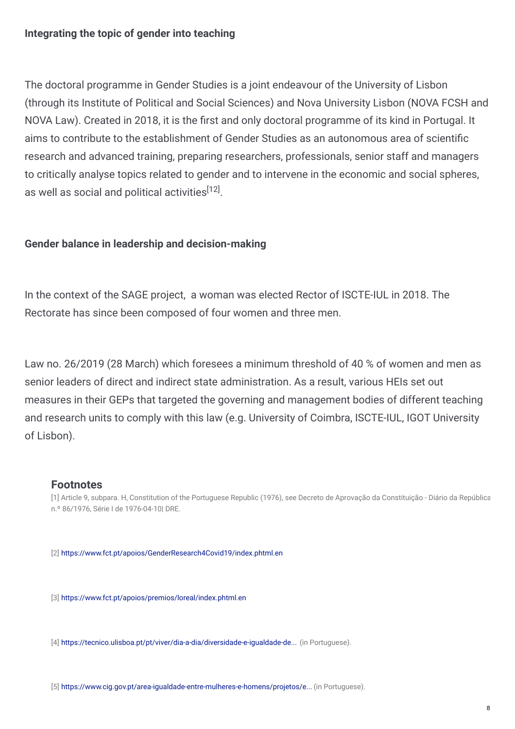### Integrating the topic of gender into teaching

The doctoral programme in Gender Studies is a joint endeavour of the University of Lisbon (through its Institute of Political and Social Sciences) and Nova University Lisbon (NOVA FCSH and NOVA Law). Created in 2018, it is the first and only doctoral programme of its kind in Portugal. It aims to contribute to the establishment of Gender Studies as an autonomous area of scientific research and advanced training, preparing researchers, professionals, senior staff and managers to critically analyse topics related to gender and to intervene in the economic and social spheres, as well as social and political activities[12].

### Gender balance in leadership and decision-making

In the context of the SAGE project, a woman was elected Rector of ISCTE-IUL in 2018. The Rectorate has since been composed of four women and three men.

Law no. 26/2019 (28 March) which foresees a minimum threshold of 40 % of women and men as senior leaders of direct and indirect state administration. As a result, various HEIs set out measures in their GEPs that targeted the governing and management bodies of different teaching and research units to comply with this law (e.g. University of Coimbra, ISCTE-IUL, IGOT University of Lisbon).

## Footnotes

[1] Article 9, subpara. H, Constitution of the Portuguese Republic (1976), see Decreto de Aprovação da Constituição - Diário da República n.º 86/1976, Série I de 1976-04-10| DRE.

[2] https://www.fct.pt/apoios/GenderResearch4Covid19/index.phtml.en

[3] https://www.fct.pt/apoios/premios/loreal/index.phtml.en

[4] https://tecnico.ulisboa.pt/pt/viver/dia-a-dia/diversidade-e-igualdade-de... (in Portuguese).

[5] https://www.cig.gov.pt/area-igualdade-entre-mulheres-e-homens/projetos/e... (in Portuguese).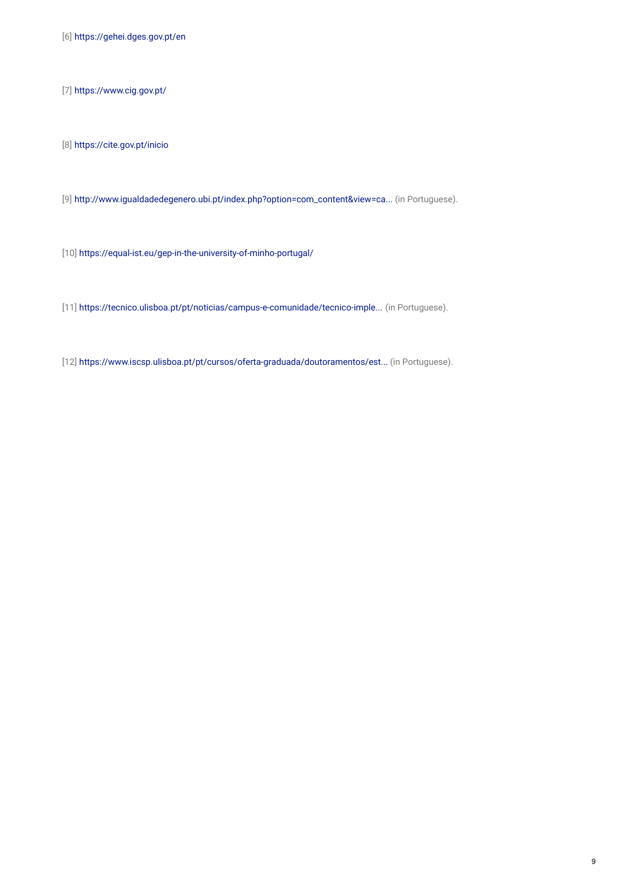[6] https://gehei.dges.gov.pt/en

[7] https://www.cig.gov.pt/

[8] https://cite.gov.pt/inicio

[9] http://www.igualdadedegenero.ubi.pt/index.php?option=com_content&view=ca... (in Portuguese).

[10] https://equal-ist.eu/gep-in-the-university-of-minho-portugal/

[11] https://tecnico.ulisboa.pt/pt/noticias/campus-e-comunidade/tecnico-imple... (in Portuguese).

[12] https://www.iscsp.ulisboa.pt/pt/cursos/oferta-graduada/doutoramentos/est... (in Portuguese).